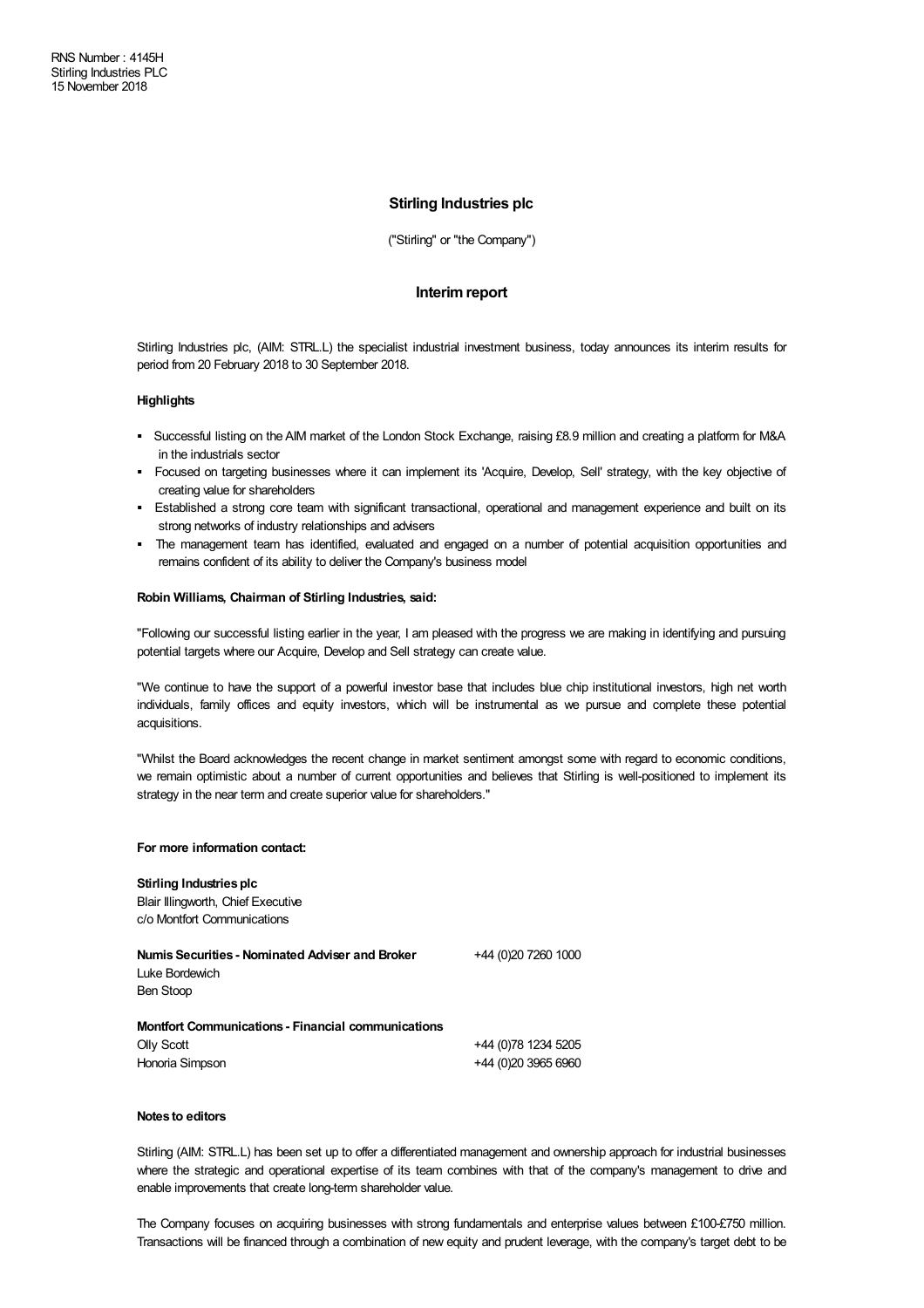RNS Number : 4145H
Stirling Industries PLC
15 November 2018

# Stirling Industries plc

("Stirling" or "the Company")

## Interim report

Stirling Industries plc, (AIM: STRL.L) the specialist industrial investment business, today announces its interim results for period from 20 February 2018 to 30 September 2018.

### Highlights

- Successful listing on the AIM market of the London Stock Exchange, raising £8.9 million and creating a platform for M&A in the industrials sector
- Focused on targeting businesses where it can implement its 'Acquire, Develop, Sell' strategy, with the key objective of creating value for shareholders
- Established a strong core team with significant transactional, operational and management experience and built on its strong networks of industry relationships and advisers
- The management team has identified, evaluated and engaged on a number of potential acquisition opportunities and remains confident of its ability to deliver the Company's business model

**Robin Williams, Chairman of Stirling Industries, said:**

"Following our successful listing earlier in the year, I am pleased with the progress we are making in identifying and pursuing potential targets where our Acquire, Develop and Sell strategy can create value.

"We continue to have the support of a powerful investor base that includes blue chip institutional investors, high net worth individuals, family offices and equity investors, which will be instrumental as we pursue and complete these potential acquisitions.

"Whilst the Board acknowledges the recent change in market sentiment amongst some with regard to economic conditions, we remain optimistic about a number of current opportunities and believes that Stirling is well-positioned to implement its strategy in the near term and create superior value for shareholders."

**For more information contact:**

**Stirling Industries plc**
Blair Illingworth, Chief Executive
c/o Montfort Communications

| | |
|---|---|
| **Numis Securities - Nominated Adviser and Broker** | +44 (0)20 7260 1000 |
| Luke Bordewich | |
| Ben Stoop | |
| | |
| **Montfort Communications - Financial communications** | |
| Olly Scott | +44 (0)78 1234 5205 |
| Honoria Simpson | +44 (0)20 3965 6960 |

**Notes to editors**

Stirling (AIM: STRL.L) has been set up to offer a differentiated management and ownership approach for industrial businesses where the strategic and operational expertise of its team combines with that of the company's management to drive and enable improvements that create long-term shareholder value.

The Company focuses on acquiring businesses with strong fundamentals and enterprise values between £100-£750 million. Transactions will be financed through a combination of new equity and prudent leverage, with the company's target debt to be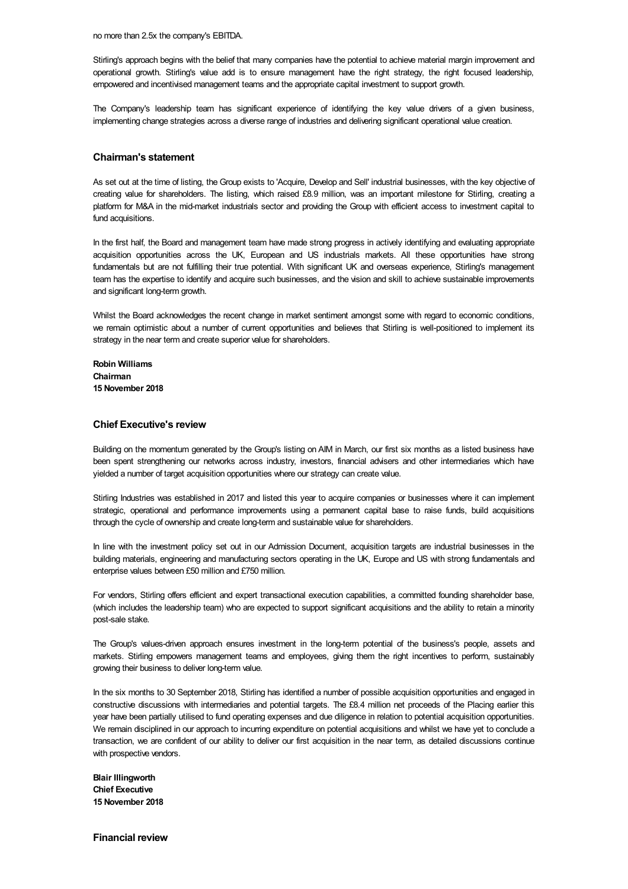no more than 2.5x the company's EBITDA.

Stirling's approach begins with the belief that many companies have the potential to achieve material margin improvement and operational growth. Stirling's value add is to ensure management have the right strategy, the right focused leadership, empowered and incentivised management teams and the appropriate capital investment to support growth.

The Company's leadership team has significant experience of identifying the key value drivers of a given business, implementing change strategies across a diverse range of industries and delivering significant operational value creation.

## Chairman's statement

As set out at the time of listing, the Group exists to 'Acquire, Develop and Sell' industrial businesses, with the key objective of creating value for shareholders. The listing, which raised £8.9 million, was an important milestone for Stirling, creating a platform for M&A in the mid-market industrials sector and providing the Group with efficient access to investment capital to fund acquisitions.

In the first half, the Board and management team have made strong progress in actively identifying and evaluating appropriate acquisition opportunities across the UK, European and US industrials markets. All these opportunities have strong fundamentals but are not fulfilling their true potential. With significant UK and overseas experience, Stirling's management team has the expertise to identify and acquire such businesses, and the vision and skill to achieve sustainable improvements and significant long-term growth.

Whilst the Board acknowledges the recent change in market sentiment amongst some with regard to economic conditions, we remain optimistic about a number of current opportunities and believes that Stirling is well-positioned to implement its strategy in the near term and create superior value for shareholders.

**Robin Williams**
**Chairman**
**15 November 2018**

## Chief Executive's review

Building on the momentum generated by the Group's listing on AIM in March, our first six months as a listed business have been spent strengthening our networks across industry, investors, financial advisers and other intermediaries which have yielded a number of target acquisition opportunities where our strategy can create value.

Stirling Industries was established in 2017 and listed this year to acquire companies or businesses where it can implement strategic, operational and performance improvements using a permanent capital base to raise funds, build acquisitions through the cycle of ownership and create long-term and sustainable value for shareholders.

In line with the investment policy set out in our Admission Document, acquisition targets are industrial businesses in the building materials, engineering and manufacturing sectors operating in the UK, Europe and US with strong fundamentals and enterprise values between £50 million and £750 million.

For vendors, Stirling offers efficient and expert transactional execution capabilities, a committed founding shareholder base, (which includes the leadership team) who are expected to support significant acquisitions and the ability to retain a minority post-sale stake.

The Group's values-driven approach ensures investment in the long-term potential of the business's people, assets and markets. Stirling empowers management teams and employees, giving them the right incentives to perform, sustainably growing their business to deliver long-term value.

In the six months to 30 September 2018, Stirling has identified a number of possible acquisition opportunities and engaged in constructive discussions with intermediaries and potential targets. The £8.4 million net proceeds of the Placing earlier this year have been partially utilised to fund operating expenses and due diligence in relation to potential acquisition opportunities. We remain disciplined in our approach to incurring expenditure on potential acquisitions and whilst we have yet to conclude a transaction, we are confident of our ability to deliver our first acquisition in the near term, as detailed discussions continue with prospective vendors.

**Blair Illingworth**
**Chief Executive**
**15 November 2018**

## Financial review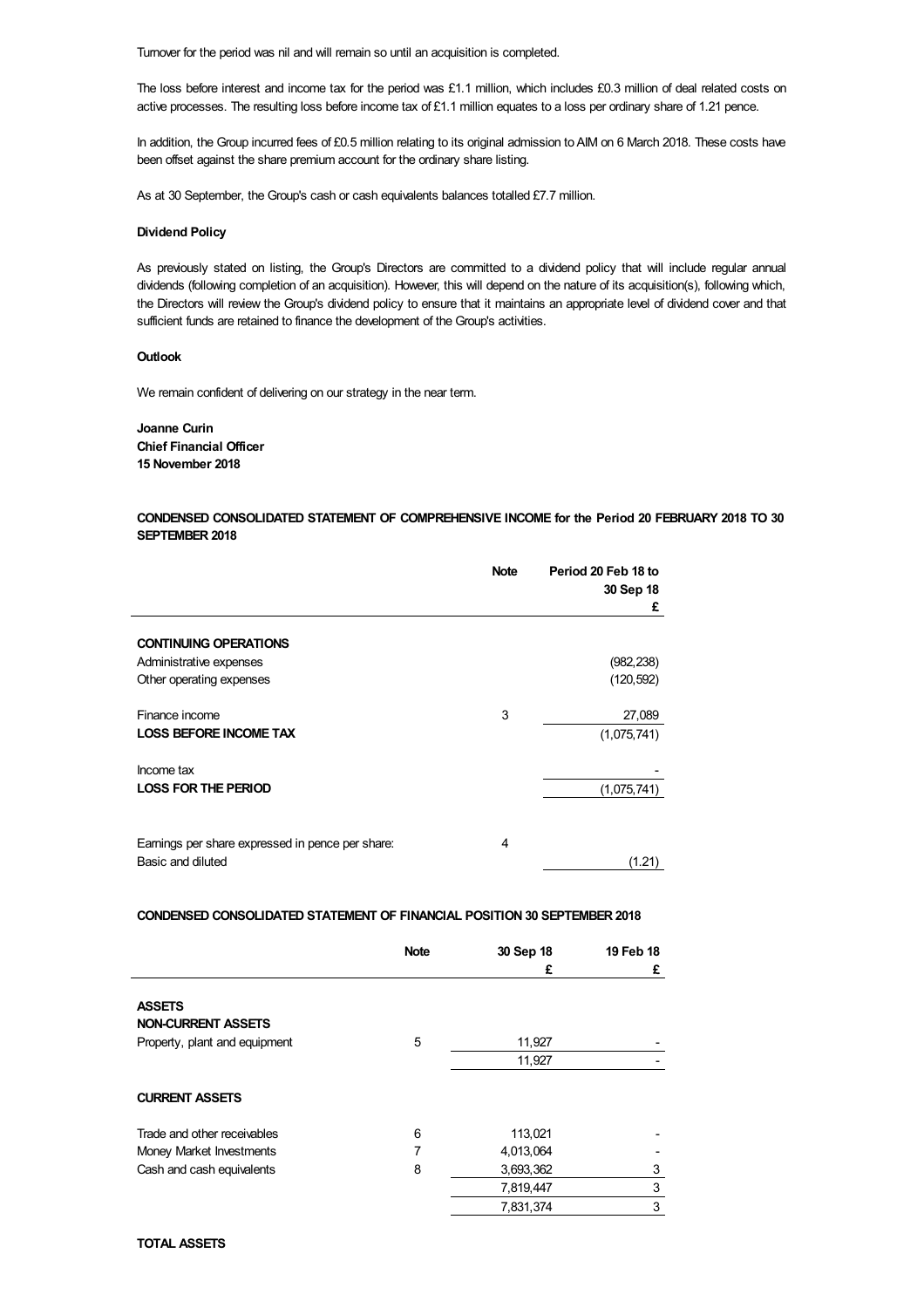Turnover for the period was nil and will remain so until an acquisition is completed.

The loss before interest and income tax for the period was £1.1 million, which includes £0.3 million of deal related costs on active processes. The resulting loss before income tax of £1.1 million equates to a loss per ordinary share of 1.21 pence.

In addition, the Group incurred fees of £0.5 million relating to its original admission to AIM on 6 March 2018. These costs have been offset against the share premium account for the ordinary share listing.

As at 30 September, the Group's cash or cash equivalents balances totalled £7.7 million.

**Dividend Policy**

As previously stated on listing, the Group's Directors are committed to a dividend policy that will include regular annual dividends (following completion of an acquisition). However, this will depend on the nature of its acquisition(s), following which, the Directors will review the Group's dividend policy to ensure that it maintains an appropriate level of dividend cover and that sufficient funds are retained to finance the development of the Group's activities.

**Outlook**

We remain confident of delivering on our strategy in the near term.

**Joanne Curin**
**Chief Financial Officer**
**15 November 2018**

**CONDENSED CONSOLIDATED STATEMENT OF COMPREHENSIVE INCOME for the Period 20 FEBRUARY 2018 TO 30 SEPTEMBER 2018**

| | Note | Period 20 Feb 18 to 30 Sep 18 £ |
|---|---|---|
| **CONTINUING OPERATIONS** | | |
| Administrative expenses | | (982,238) |
| Other operating expenses | | (120,592) |
| Finance income | 3 | 27,089 |
| **LOSS BEFORE INCOME TAX** | | (1,075,741) |
| Income tax | | - |
| **LOSS FOR THE PERIOD** | | (1,075,741) |
| Earnings per share expressed in pence per share: | 4 | |
| Basic and diluted | | (1.21) |

**CONDENSED CONSOLIDATED STATEMENT OF FINANCIAL POSITION 30 SEPTEMBER 2018**

| | Note | 30 Sep 18 £ | 19 Feb 18 £ |
|---|---|---|---|
| **ASSETS** | | | |
| **NON-CURRENT ASSETS** | | | |
| Property, plant and equipment | 5 | 11,927 | - |
| | | 11,927 | - |
| **CURRENT ASSETS** | | | |
| Trade and other receivables | 6 | 113,021 | - |
| Money Market Investments | 7 | 4,013,064 | - |
| Cash and cash equivalents | 8 | 3,693,362 | 3 |
| | | 7,819,447 | 3 |
| | | 7,831,374 | 3 |
| **TOTAL ASSETS** | | | |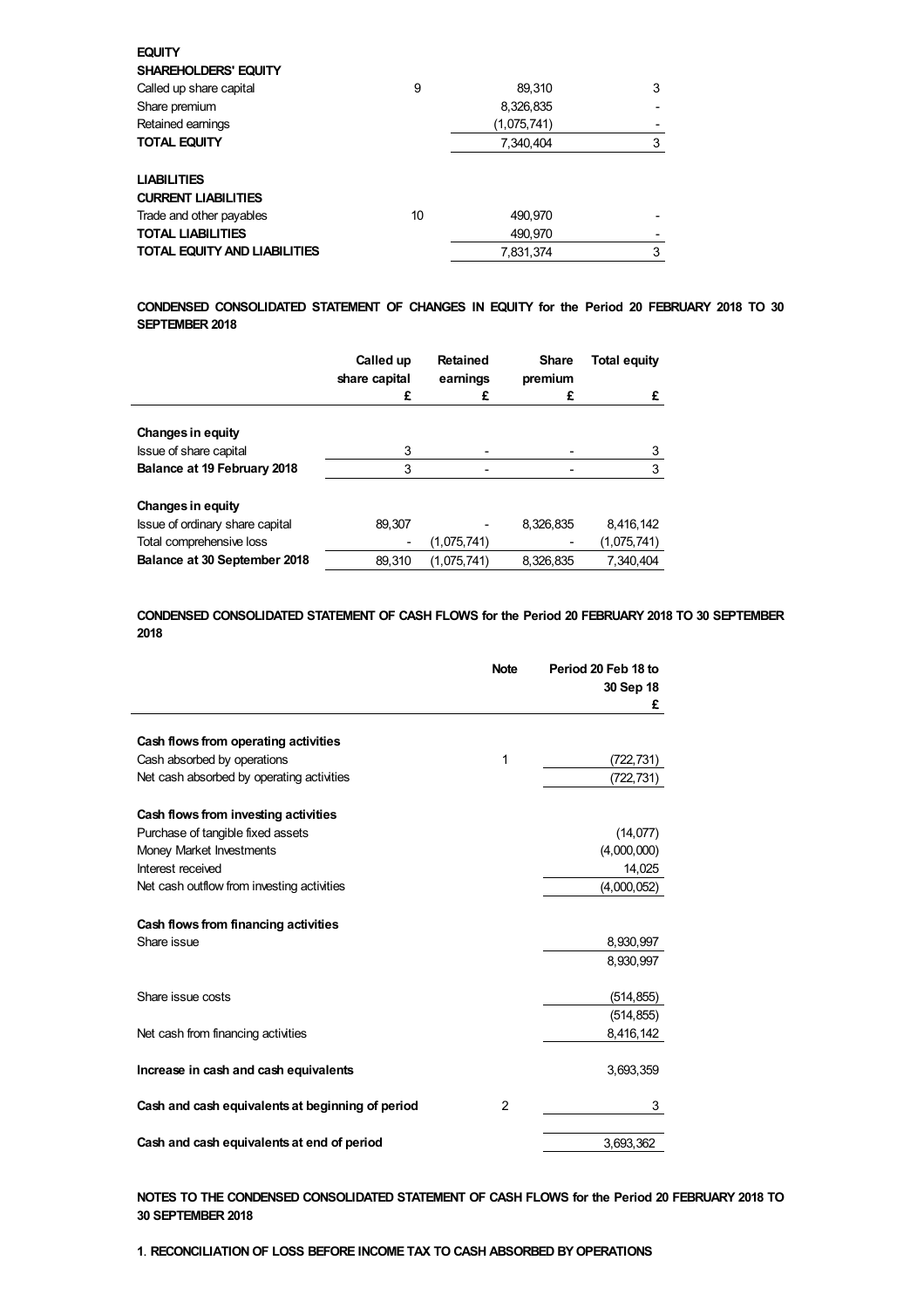| | | | |
|---|---|---|---|
| **EQUITY** | | | |
| **SHAREHOLDERS' EQUITY** | | | |
| Called up share capital | 9 | 89,310 | 3 |
| Share premium | | 8,326,835 | - |
| Retained earnings | | (1,075,741) | - |
| **TOTAL EQUITY** | | 7,340,404 | 3 |
| | | | |
| **LIABILITIES** | | | |
| **CURRENT LIABILITIES** | | | |
| Trade and other payables | 10 | 490,970 | - |
| **TOTAL LIABILITIES** | | 490,970 | - |
| **TOTAL EQUITY AND LIABILITIES** | | 7,831,374 | 3 |

**CONDENSED CONSOLIDATED STATEMENT OF CHANGES IN EQUITY for the Period 20 FEBRUARY 2018 TO 30 SEPTEMBER 2018**

| | Called up share capital | Retained earnings | Share premium | Total equity |
|---|---|---|---|---|
| | £ | £ | £ | £ |
| **Changes in equity** | | | | |
| Issue of share capital | 3 | - | - | 3 |
| **Balance at 19 February 2018** | 3 | - | - | 3 |
| | | | | |
| **Changes in equity** | | | | |
| Issue of ordinary share capital | 89,307 | - | 8,326,835 | 8,416,142 |
| Total comprehensive loss | - | (1,075,741) | - | (1,075,741) |
| **Balance at 30 September 2018** | 89,310 | (1,075,741) | 8,326,835 | 7,340,404 |

**CONDENSED CONSOLIDATED STATEMENT OF CASH FLOWS for the Period 20 FEBRUARY 2018 TO 30 SEPTEMBER 2018**

| | Note | Period 20 Feb 18 to 30 Sep 18 £ |
|---|---|---|
| **Cash flows from operating activities** | | |
| Cash absorbed by operations | 1 | (722,731) |
| Net cash absorbed by operating activities | | (722,731) |
| | | |
| **Cash flows from investing activities** | | |
| Purchase of tangible fixed assets | | (14,077) |
| Money Market Investments | | (4,000,000) |
| Interest received | | 14,025 |
| Net cash outflow from investing activities | | (4,000,052) |
| | | |
| **Cash flows from financing activities** | | |
| Share issue | | 8,930,997 |
| | | 8,930,997 |
| | | |
| Share issue costs | | (514,855) |
| | | (514,855) |
| Net cash from financing activities | | 8,416,142 |
| | | |
| **Increase in cash and cash equivalents** | | 3,693,359 |
| | | |
| **Cash and cash equivalents at beginning of period** | 2 | 3 |
| | | |
| **Cash and cash equivalents at end of period** | | 3,693,362 |

**NOTES TO THE CONDENSED CONSOLIDATED STATEMENT OF CASH FLOWS for the Period 20 FEBRUARY 2018 TO 30 SEPTEMBER 2018**

**1. RECONCILIATION OF LOSS BEFORE INCOME TAX TO CASH ABSORBED BY OPERATIONS**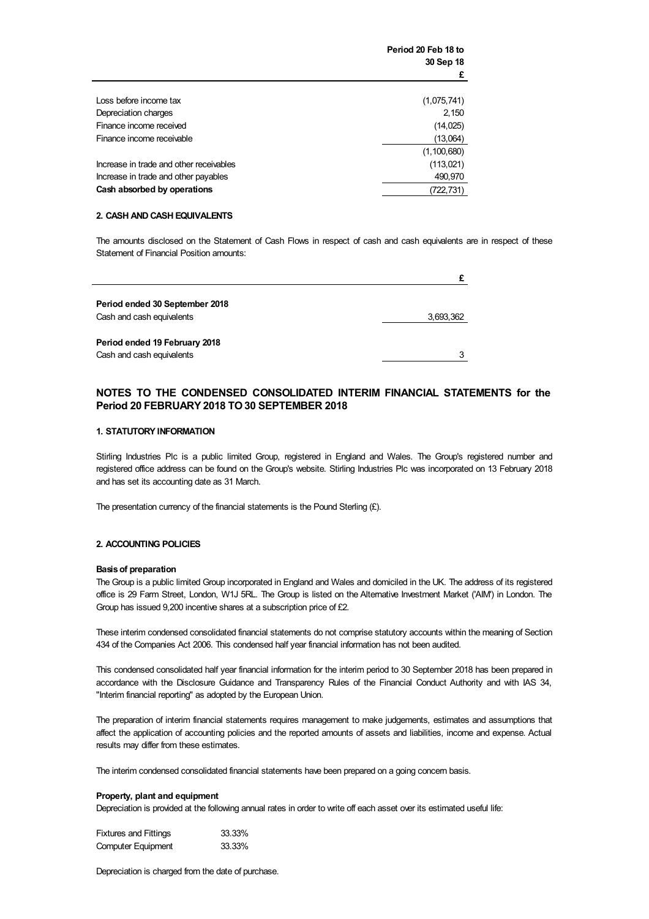| | Period 20 Feb 18 to 30 Sep 18 |
|---|---|
| | £ |
| Loss before income tax | (1,075,741) |
| Depreciation charges | 2,150 |
| Finance income received | (14,025) |
| Finance income receivable | (13,064) |
| | (1,100,680) |
| Increase in trade and other receivables | (113,021) |
| Increase in trade and other payables | 490,970 |
| **Cash absorbed by operations** | (722,731) |

**2. CASH AND CASH EQUIVALENTS**

The amounts disclosed on the Statement of Cash Flows in respect of cash and cash equivalents are in respect of these Statement of Financial Position amounts:

| | £ |
|---|---|
| **Period ended 30 September 2018** | |
| Cash and cash equivalents | 3,693,362 |
| **Period ended 19 February 2018** | |
| Cash and cash equivalents | 3 |

## NOTES TO THE CONDENSED CONSOLIDATED INTERIM FINANCIAL STATEMENTS for the Period 20 FEBRUARY 2018 TO 30 SEPTEMBER 2018

**1. STATUTORY INFORMATION**

Stirling Industries Plc is a public limited Group, registered in England and Wales. The Group's registered number and registered office address can be found on the Group's website. Stirling Industries Plc was incorporated on 13 February 2018 and has set its accounting date as 31 March.

The presentation currency of the financial statements is the Pound Sterling (£).

**2. ACCOUNTING POLICIES**

**Basis of preparation**

The Group is a public limited Group incorporated in England and Wales and domiciled in the UK. The address of its registered office is 29 Farm Street, London, W1J 5RL. The Group is listed on the Alternative Investment Market ('AIM') in London. The Group has issued 9,200 incentive shares at a subscription price of £2.

These interim condensed consolidated financial statements do not comprise statutory accounts within the meaning of Section 434 of the Companies Act 2006. This condensed half year financial information has not been audited.

This condensed consolidated half year financial information for the interim period to 30 September 2018 has been prepared in accordance with the Disclosure Guidance and Transparency Rules of the Financial Conduct Authority and with IAS 34, "Interim financial reporting" as adopted by the European Union.

The preparation of interim financial statements requires management to make judgements, estimates and assumptions that affect the application of accounting policies and the reported amounts of assets and liabilities, income and expense. Actual results may differ from these estimates.

The interim condensed consolidated financial statements have been prepared on a going concern basis.

**Property, plant and equipment**

Depreciation is provided at the following annual rates in order to write off each asset over its estimated useful life:

| | |
|---|---|
| Fixtures and Fittings | 33.33% |
| Computer Equipment | 33.33% |

Depreciation is charged from the date of purchase.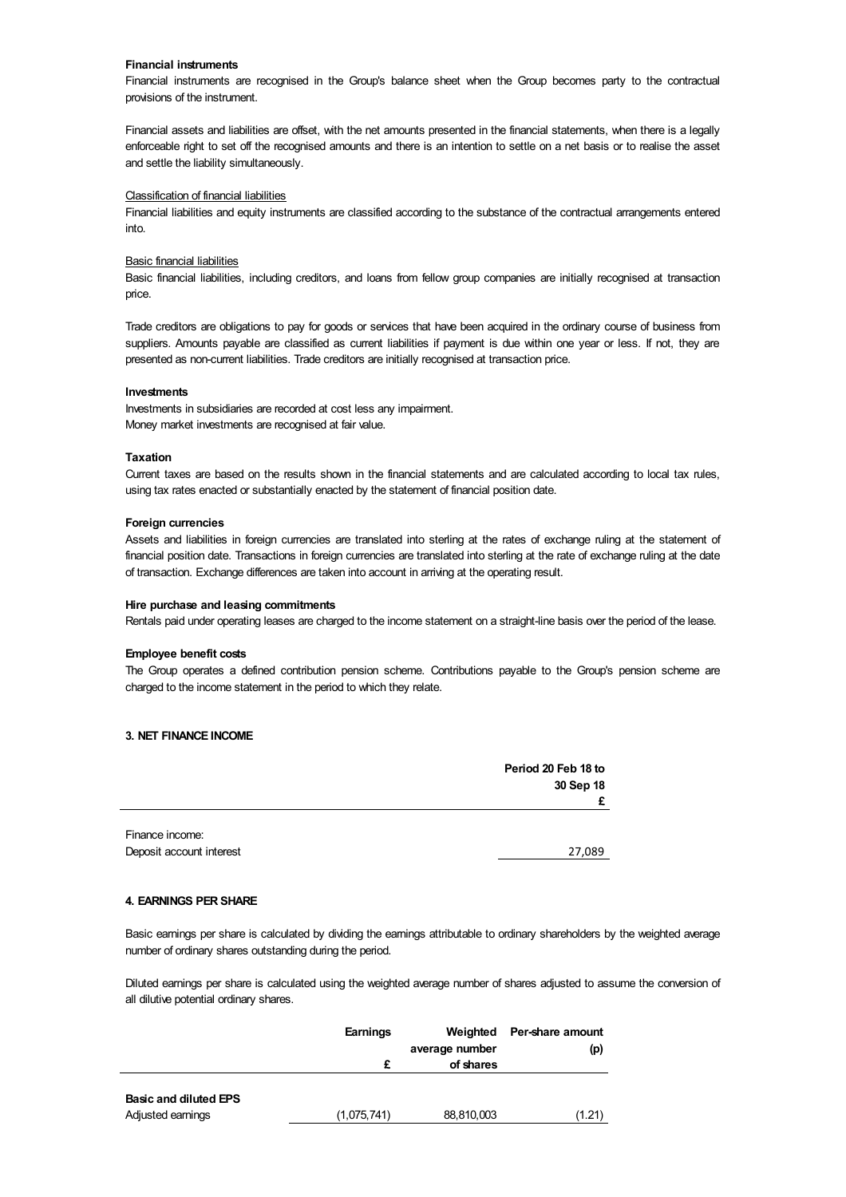**Financial instruments**

Financial instruments are recognised in the Group's balance sheet when the Group becomes party to the contractual provisions of the instrument.

Financial assets and liabilities are offset, with the net amounts presented in the financial statements, when there is a legally enforceable right to set off the recognised amounts and there is an intention to settle on a net basis or to realise the asset and settle the liability simultaneously.

Classification of financial liabilities

Financial liabilities and equity instruments are classified according to the substance of the contractual arrangements entered into.

Basic financial liabilities

Basic financial liabilities, including creditors, and loans from fellow group companies are initially recognised at transaction price.

Trade creditors are obligations to pay for goods or services that have been acquired in the ordinary course of business from suppliers. Amounts payable are classified as current liabilities if payment is due within one year or less. If not, they are presented as non-current liabilities. Trade creditors are initially recognised at transaction price.

**Investments**

Investments in subsidiaries are recorded at cost less any impairment.
Money market investments are recognised at fair value.

**Taxation**

Current taxes are based on the results shown in the financial statements and are calculated according to local tax rules, using tax rates enacted or substantially enacted by the statement of financial position date.

**Foreign currencies**

Assets and liabilities in foreign currencies are translated into sterling at the rates of exchange ruling at the statement of financial position date. Transactions in foreign currencies are translated into sterling at the rate of exchange ruling at the date of transaction. Exchange differences are taken into account in arriving at the operating result.

**Hire purchase and leasing commitments**

Rentals paid under operating leases are charged to the income statement on a straight-line basis over the period of the lease.

**Employee benefit costs**

The Group operates a defined contribution pension scheme. Contributions payable to the Group's pension scheme are charged to the income statement in the period to which they relate.

**3. NET FINANCE INCOME**

| | Period 20 Feb 18 to 30 Sep 18 £ |
|---|---|
| Finance income: | |
| Deposit account interest | 27,089 |

**4. EARNINGS PER SHARE**

Basic earnings per share is calculated by dividing the earnings attributable to ordinary shareholders by the weighted average number of ordinary shares outstanding during the period.

Diluted earnings per share is calculated using the weighted average number of shares adjusted to assume the conversion of all dilutive potential ordinary shares.

| | Earnings £ | Weighted average number of shares | Per-share amount (p) |
|---|---|---|---|
| **Basic and diluted EPS** | | | |
| Adjusted earnings | (1,075,741) | 88,810,003 | (1.21) |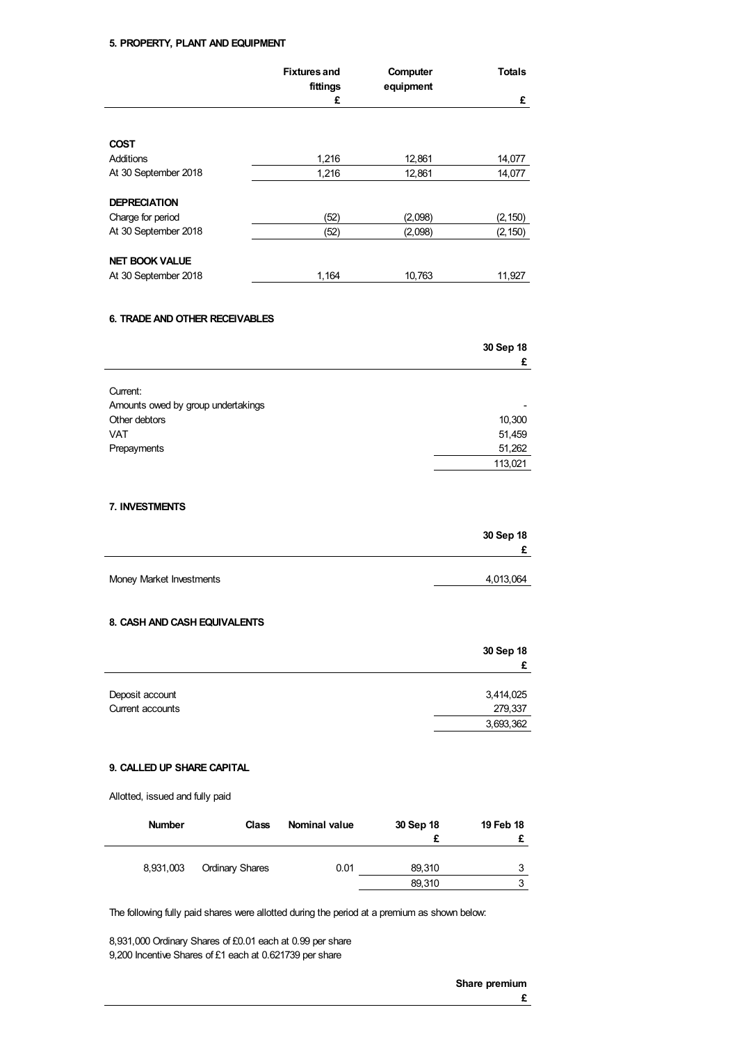### 5. PROPERTY, PLANT AND EQUIPMENT

| | Fixtures and fittings £ | Computer equipment | Totals £ |
|---|---|---|---|
| **COST** | | | |
| Additions | 1,216 | 12,861 | 14,077 |
| At 30 September 2018 | 1,216 | 12,861 | 14,077 |
| **DEPRECIATION** | | | |
| Charge for period | (52) | (2,098) | (2,150) |
| At 30 September 2018 | (52) | (2,098) | (2,150) |
| **NET BOOK VALUE** | | | |
| At 30 September 2018 | 1,164 | 10,763 | 11,927 |

### 6. TRADE AND OTHER RECEIVABLES

| | 30 Sep 18 £ |
|---|---|
| Current: | |
| Amounts owed by group undertakings | - |
| Other debtors | 10,300 |
| VAT | 51,459 |
| Prepayments | 51,262 |
| | 113,021 |

### 7. INVESTMENTS

| | 30 Sep 18 £ |
|---|---|
| Money Market Investments | 4,013,064 |

### 8. CASH AND CASH EQUIVALENTS

| | 30 Sep 18 £ |
|---|---|
| Deposit account | 3,414,025 |
| Current accounts | 279,337 |
| | 3,693,362 |

### 9. CALLED UP SHARE CAPITAL

Allotted, issued and fully paid

| Number | Class | Nominal value | 30 Sep 18 £ | 19 Feb 18 £ |
|---|---|---|---|---|
| 8,931,003 | Ordinary Shares | 0.01 | 89,310 | 3 |
| | | | 89,310 | 3 |

The following fully paid shares were allotted during the period at a premium as shown below:

8,931,000 Ordinary Shares of £0.01 each at 0.99 per share
9,200 Incentive Shares of £1 each at 0.621739 per share

| | Share premium £ |
|---|---|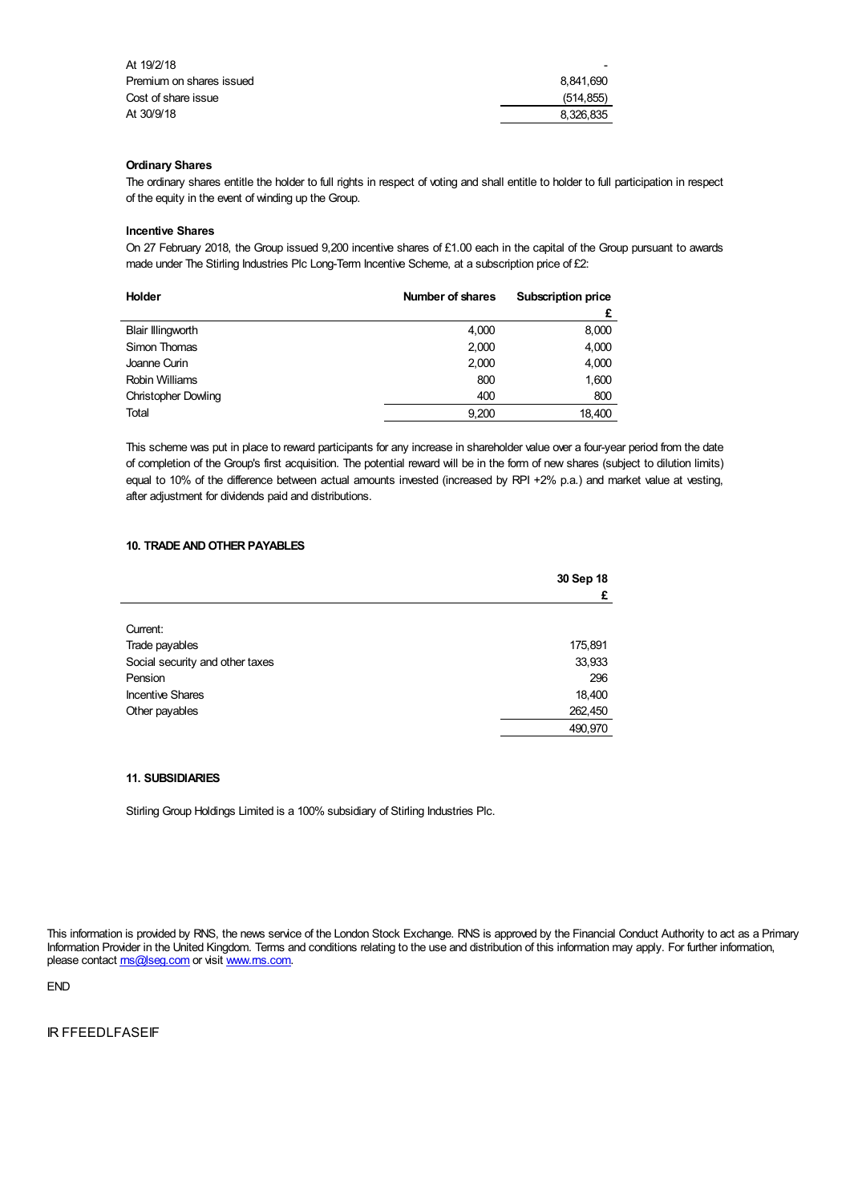| | |
|---|---|
| At 19/2/18 | - |
| Premium on shares issued | 8,841,690 |
| Cost of share issue | (514,855) |
| At 30/9/18 | 8,326,835 |

**Ordinary Shares**

The ordinary shares entitle the holder to full rights in respect of voting and shall entitle to holder to full participation in respect of the equity in the event of winding up the Group.

**Incentive Shares**

On 27 February 2018, the Group issued 9,200 incentive shares of £1.00 each in the capital of the Group pursuant to awards made under The Stirling Industries Plc Long-Term Incentive Scheme, at a subscription price of £2:

| Holder | Number of shares | Subscription price £ |
|---|---|---|
| Blair Illingworth | 4,000 | 8,000 |
| Simon Thomas | 2,000 | 4,000 |
| Joanne Curin | 2,000 | 4,000 |
| Robin Williams | 800 | 1,600 |
| Christopher Dowling | 400 | 800 |
| Total | 9,200 | 18,400 |

This scheme was put in place to reward participants for any increase in shareholder value over a four-year period from the date of completion of the Group's first acquisition. The potential reward will be in the form of new shares (subject to dilution limits) equal to 10% of the difference between actual amounts invested (increased by RPI +2% p.a.) and market value at vesting, after adjustment for dividends paid and distributions.

### 10. TRADE AND OTHER PAYABLES

| | 30 Sep 18 £ |
|---|---|
| Current: | |
| Trade payables | 175,891 |
| Social security and other taxes | 33,933 |
| Pension | 296 |
| Incentive Shares | 18,400 |
| Other payables | 262,450 |
| | 490,970 |

### 11. SUBSIDIARIES

Stirling Group Holdings Limited is a 100% subsidiary of Stirling Industries Plc.

This information is provided by RNS, the news service of the London Stock Exchange. RNS is approved by the Financial Conduct Authority to act as a Primary Information Provider in the United Kingdom. Terms and conditions relating to the use and distribution of this information may apply. For further information, please contact rns@lseg.com or visit www.rns.com.

END

IR FFEEDLFASEIF